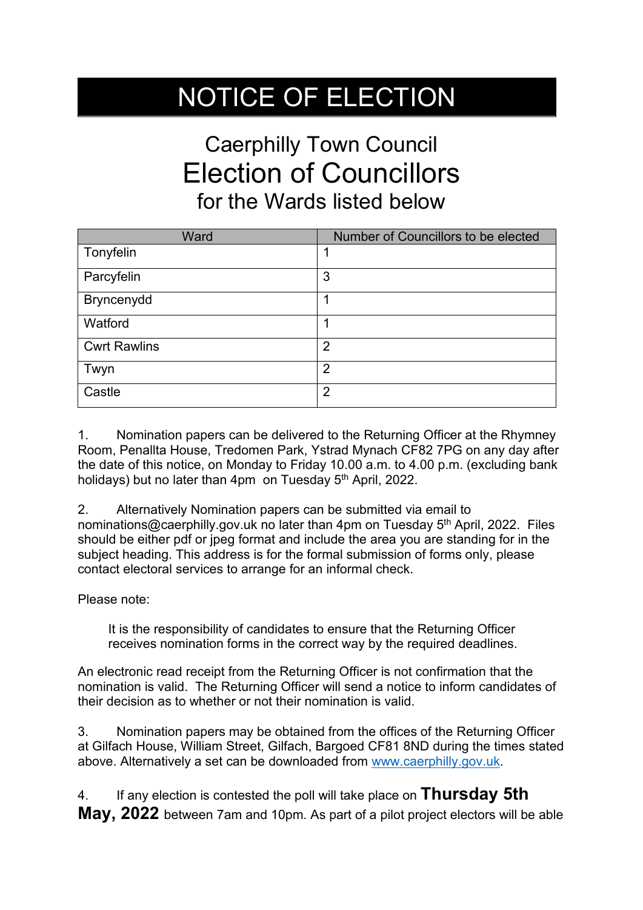# NOTICE OF ELECTION

## Caerphilly Town Council
## Election of Councillors
### for the Wards listed below

| Ward | Number of Councillors to be elected |
|---|---|
| Tonyfelin | 1 |
| Parcyfelin | 3 |
| Bryncenydd | 1 |
| Watford | 1 |
| Cwrt Rawlins | 2 |
| Twyn | 2 |
| Castle | 2 |

1. Nomination papers can be delivered to the Returning Officer at the Rhymney Room, Penallta House, Tredomen Park, Ystrad Mynach CF82 7PG on any day after the date of this notice, on Monday to Friday 10.00 a.m. to 4.00 p.m. (excluding bank holidays) but no later than 4pm on Tuesday 5th April, 2022.

2. Alternatively Nomination papers can be submitted via email to nominations@caerphilly.gov.uk no later than 4pm on Tuesday 5th April, 2022. Files should be either pdf or jpeg format and include the area you are standing for in the subject heading. This address is for the formal submission of forms only, please contact electoral services to arrange for an informal check.

Please note:

> It is the responsibility of candidates to ensure that the Returning Officer receives nomination forms in the correct way by the required deadlines.

An electronic read receipt from the Returning Officer is not confirmation that the nomination is valid. The Returning Officer will send a notice to inform candidates of their decision as to whether or not their nomination is valid.

3. Nomination papers may be obtained from the offices of the Returning Officer at Gilfach House, William Street, Gilfach, Bargoed CF81 8ND during the times stated above. Alternatively a set can be downloaded from [www.caerphilly.gov.uk](http://www.caerphilly.gov.uk).

4. If any election is contested the poll will take place on **Thursday 5th May, 2022** between 7am and 10pm. As part of a pilot project electors will be able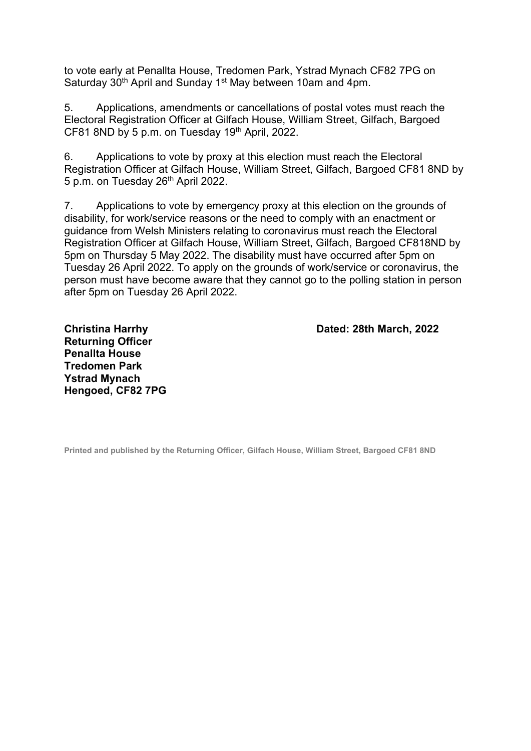to vote early at Penallta House, Tredomen Park, Ystrad Mynach CF82 7PG on Saturday 30th April and Sunday 1st May between 10am and 4pm.

5. Applications, amendments or cancellations of postal votes must reach the Electoral Registration Officer at Gilfach House, William Street, Gilfach, Bargoed CF81 8ND by 5 p.m. on Tuesday 19th April, 2022.

6. Applications to vote by proxy at this election must reach the Electoral Registration Officer at Gilfach House, William Street, Gilfach, Bargoed CF81 8ND by 5 p.m. on Tuesday 26th April 2022.

7. Applications to vote by emergency proxy at this election on the grounds of disability, for work/service reasons or the need to comply with an enactment or guidance from Welsh Ministers relating to coronavirus must reach the Electoral Registration Officer at Gilfach House, William Street, Gilfach, Bargoed CF818ND by 5pm on Thursday 5 May 2022. The disability must have occurred after 5pm on Tuesday 26 April 2022. To apply on the grounds of work/service or coronavirus, the person must have become aware that they cannot go to the polling station in person after 5pm on Tuesday 26 April 2022.

**Christina Harrhy**
**Returning Officer**
**Penallta House**
**Tredomen Park**
**Ystrad Mynach**
**Hengoed, CF82 7PG**

**Dated: 28th March, 2022**

**Printed and published by the Returning Officer, Gilfach House, William Street, Bargoed CF81 8ND**